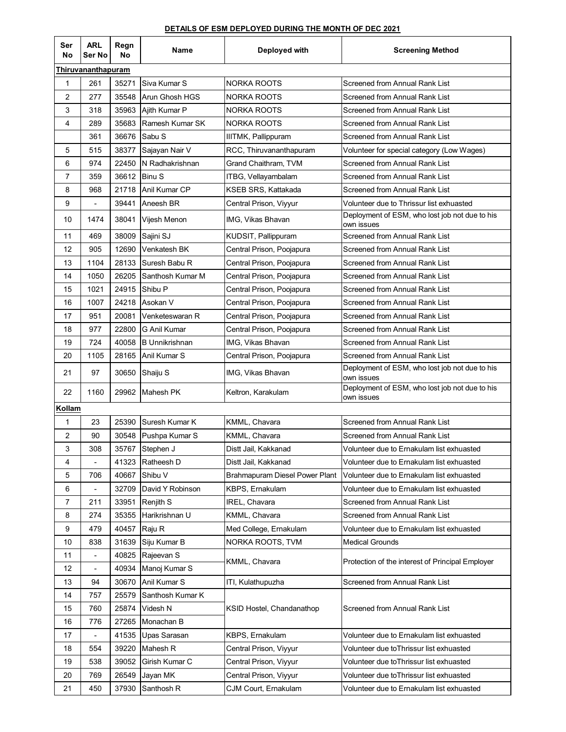**DETAILS OF ESM DEPLOYED DURING THE MONTH OF DEC 2021**

| Ser No | ARL Ser No | Regn No | Name | Deployed with | Screening Method |
|---|---|---|---|---|---|
| **Thiruvananthapuram** | | | | | |
| 1 | 261 | 35271 | Siva Kumar S | NORKA ROOTS | Screened from Annual Rank List |
| 2 | 277 | 35548 | Arun Ghosh HGS | NORKA ROOTS | Screened from Annual Rank List |
| 3 | 318 | 35963 | Ajith Kumar P | NORKA ROOTS | Screened from Annual Rank List |
| 4 | 289 | 35683 | Ramesh Kumar SK | NORKA ROOTS | Screened from Annual Rank List |
| | 361 | 36676 | Sabu S | IIITMK, Pallippuram | Screened from Annual Rank List |
| 5 | 515 | 38377 | Sajayan Nair V | RCC, Thiruvananthapuram | Volunteer for special category (Low Wages) |
| 6 | 974 | 22450 | N Radhakrishnan | Grand Chaithram, TVM | Screened from Annual Rank List |
| 7 | 359 | 36612 | Binu S | ITBG, Vellayambalam | Screened from Annual Rank List |
| 8 | 968 | 21718 | Anil Kumar CP | KSEB SRS, Kattakada | Screened from Annual Rank List |
| 9 | - | 39441 | Aneesh BR | Central Prison, Viyyur | Volunteer due to Thrissur list exhuasted |
| 10 | 1474 | 38041 | Vijesh Menon | IMG, Vikas Bhavan | Deployment of ESM, who lost job not due to his own issues |
| 11 | 469 | 38009 | Sajini SJ | KUDSIT, Pallippuram | Screened from Annual Rank List |
| 12 | 905 | 12690 | Venkatesh BK | Central Prison, Poojapura | Screened from Annual Rank List |
| 13 | 1104 | 28133 | Suresh Babu R | Central Prison, Poojapura | Screened from Annual Rank List |
| 14 | 1050 | 26205 | Santhosh Kumar M | Central Prison, Poojapura | Screened from Annual Rank List |
| 15 | 1021 | 24915 | Shibu P | Central Prison, Poojapura | Screened from Annual Rank List |
| 16 | 1007 | 24218 | Asokan V | Central Prison, Poojapura | Screened from Annual Rank List |
| 17 | 951 | 20081 | Venketeswaran R | Central Prison, Poojapura | Screened from Annual Rank List |
| 18 | 977 | 22800 | G Anil Kumar | Central Prison, Poojapura | Screened from Annual Rank List |
| 19 | 724 | 40058 | B Unnikrishnan | IMG, Vikas Bhavan | Screened from Annual Rank List |
| 20 | 1105 | 28165 | Anil Kumar S | Central Prison, Poojapura | Screened from Annual Rank List |
| 21 | 97 | 30650 | Shaiju S | IMG, Vikas Bhavan | Deployment of ESM, who lost job not due to his own issues |
| 22 | 1160 | 29962 | Mahesh PK | Keltron, Karakulam | Deployment of ESM, who lost job not due to his own issues |
| **Kollam** | | | | | |
| 1 | 23 | 25390 | Suresh Kumar K | KMML, Chavara | Screened from Annual Rank List |
| 2 | 90 | 30548 | Pushpa Kumar S | KMML, Chavara | Screened from Annual Rank List |
| 3 | 308 | 35767 | Stephen J | Distt Jail, Kakkanad | Volunteer due to Ernakulam list exhuasted |
| 4 | - | 41323 | Ratheesh D | Distt Jail, Kakkanad | Volunteer due to Ernakulam list exhuasted |
| 5 | 706 | 40667 | Shibu V | Brahmapuram Diesel Power Plant | Volunteer due to Ernakulam list exhuasted |
| 6 | - | 32709 | David Y Robinson | KBPS, Ernakulam | Volunteer due to Ernakulam list exhuasted |
| 7 | 211 | 33951 | Renjith S | IREL, Chavara | Screened from Annual Rank List |
| 8 | 274 | 35355 | Harikrishnan U | KMML, Chavara | Screened from Annual Rank List |
| 9 | 479 | 40457 | Raju R | Med College, Ernakulam | Volunteer due to Ernakulam list exhuasted |
| 10 | 838 | 31639 | Siju Kumar B | NORKA ROOTS, TVM | Medical Grounds |
| 11 | - | 40825 | Rajeevan S | KMML, Chavara | Protection of the interest of Principal Employer |
| 12 | - | 40934 | Manoj Kumar S | | |
| 13 | 94 | 30670 | Anil Kumar S | ITI, Kulathupuzha | Screened from Annual Rank List |
| 14 | 757 | 25579 | Santhosh Kumar K | KSID Hostel, Chandanathop | Screened from Annual Rank List |
| 15 | 760 | 25874 | Videsh N | | |
| 16 | 776 | 27265 | Monachan B | | |
| 17 | - | 41535 | Upas Sarasan | KBPS, Ernakulam | Volunteer due to Ernakulam list exhuasted |
| 18 | 554 | 39220 | Mahesh R | Central Prison, Viyyur | Volunteer due toThrissur list exhuasted |
| 19 | 538 | 39052 | Girish Kumar C | Central Prison, Viyyur | Volunteer due toThrissur list exhuasted |
| 20 | 769 | 26549 | Jayan MK | Central Prison, Viyyur | Volunteer due toThrissur list exhuasted |
| 21 | 450 | 37930 | Santhosh R | CJM Court, Ernakulam | Volunteer due to Ernakulam list exhuasted |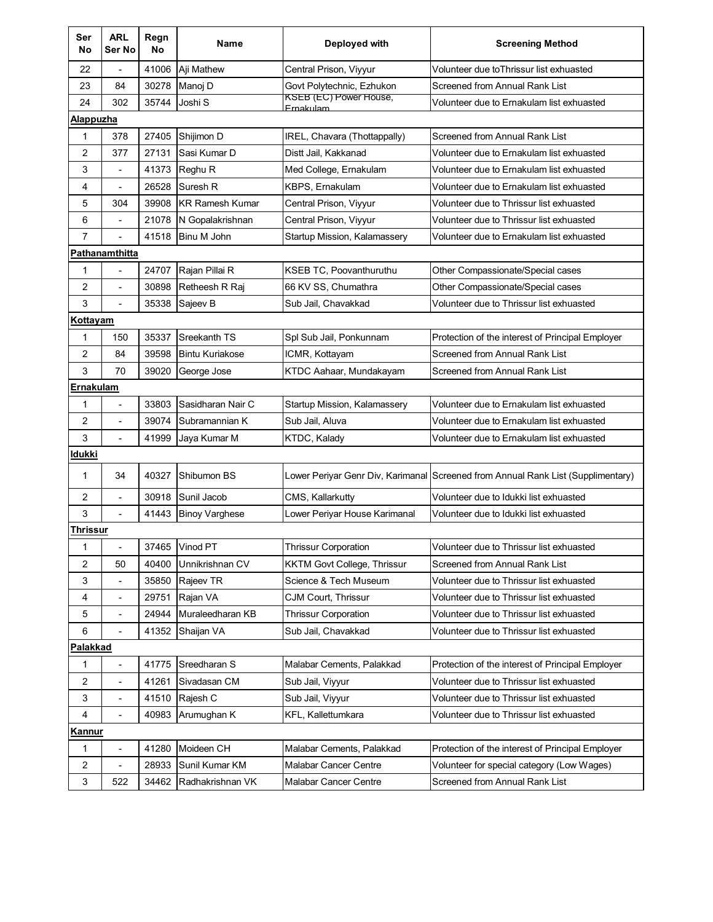| Ser No | ARL Ser No | Regn No | Name | Deployed with | Screening Method |
|---|---|---|---|---|---|
| 22 | - | 41006 | Aji Mathew | Central Prison, Viyyur | Volunteer due toThrissur list exhuasted |
| 23 | 84 | 30278 | Manoj D | Govt Polytechnic, Ezhukon | Screened from Annual Rank List |
| 24 | 302 | 35744 | Joshi S | KSEB (EC) Power House, Ernakulam | Volunteer due to Ernakulam list exhuasted |
| **Alappuzha** | | | | | |
| 1 | 378 | 27405 | Shijimon D | IREL, Chavara (Thottappally) | Screened from Annual Rank List |
| 2 | 377 | 27131 | Sasi Kumar D | Distt Jail, Kakkanad | Volunteer due to Ernakulam list exhuasted |
| 3 | - | 41373 | Reghu R | Med College, Ernakulam | Volunteer due to Ernakulam list exhuasted |
| 4 | - | 26528 | Suresh R | KBPS, Ernakulam | Volunteer due to Ernakulam list exhuasted |
| 5 | 304 | 39908 | KR Ramesh Kumar | Central Prison, Viyyur | Volunteer due to Thrissur list exhuasted |
| 6 | - | 21078 | N Gopalakrishnan | Central Prison, Viyyur | Volunteer due to Thrissur list exhuasted |
| 7 | - | 41518 | Binu M John | Startup Mission, Kalamassery | Volunteer due to Ernakulam list exhuasted |
| **Pathanamthitta** | | | | | |
| 1 | - | 24707 | Rajan Pillai R | KSEB TC, Poovanthuruthu | Other Compassionate/Special cases |
| 2 | - | 30898 | Retheesh R Raj | 66 KV SS, Chumathra | Other Compassionate/Special cases |
| 3 | - | 35338 | Sajeev B | Sub Jail, Chavakkad | Volunteer due to Thrissur list exhuasted |
| **Kottayam** | | | | | |
| 1 | 150 | 35337 | Sreekanth TS | Spl Sub Jail, Ponkunnam | Protection of the interest of Principal Employer |
| 2 | 84 | 39598 | Bintu Kuriakose | ICMR, Kottayam | Screened from Annual Rank List |
| 3 | 70 | 39020 | George Jose | KTDC Aahaar, Mundakayam | Screened from Annual Rank List |
| **Ernakulam** | | | | | |
| 1 | - | 33803 | Sasidharan Nair C | Startup Mission, Kalamassery | Volunteer due to Ernakulam list exhuasted |
| 2 | - | 39074 | Subramannian K | Sub Jail, Aluva | Volunteer due to Ernakulam list exhuasted |
| 3 | - | 41999 | Jaya Kumar M | KTDC, Kalady | Volunteer due to Ernakulam list exhuasted |
| **Idukki** | | | | | |
| 1 | 34 | 40327 | Shibumon BS | Lower Periyar Genr Div, Karimanal | Screened from Annual Rank List (Supplimentary) |
| 2 | - | 30918 | Sunil Jacob | CMS, Kallarkutty | Volunteer due to Idukki list exhuasted |
| 3 | - | 41443 | Binoy Varghese | Lower Periyar House Karimanal | Volunteer due to Idukki list exhuasted |
| **Thrissur** | | | | | |
| 1 | - | 37465 | Vinod PT | Thrissur Corporation | Volunteer due to Thrissur list exhuasted |
| 2 | 50 | 40400 | Unnikrishnan CV | KKTM Govt College, Thrissur | Screened from Annual Rank List |
| 3 | - | 35850 | Rajeev TR | Science & Tech Museum | Volunteer due to Thrissur list exhuasted |
| 4 | - | 29751 | Rajan VA | CJM Court, Thrissur | Volunteer due to Thrissur list exhuasted |
| 5 | - | 24944 | Muraleedharan KB | Thrissur Corporation | Volunteer due to Thrissur list exhuasted |
| 6 | - | 41352 | Shaijan VA | Sub Jail, Chavakkad | Volunteer due to Thrissur list exhuasted |
| **Palakkad** | | | | | |
| 1 | - | 41775 | Sreedharan S | Malabar Cements, Palakkad | Protection of the interest of Principal Employer |
| 2 | - | 41261 | Sivadasan CM | Sub Jail, Viyyur | Volunteer due to Thrissur list exhuasted |
| 3 | - | 41510 | Rajesh C | Sub Jail, Viyyur | Volunteer due to Thrissur list exhuasted |
| 4 | - | 40983 | Arumughan K | KFL, Kallettumkara | Volunteer due to Thrissur list exhuasted |
| **Kannur** | | | | | |
| 1 | - | 41280 | Moideen CH | Malabar Cements, Palakkad | Protection of the interest of Principal Employer |
| 2 | - | 28933 | Sunil Kumar KM | Malabar Cancer Centre | Volunteer for special category (Low Wages) |
| 3 | 522 | 34462 | Radhakrishnan VK | Malabar Cancer Centre | Screened from Annual Rank List |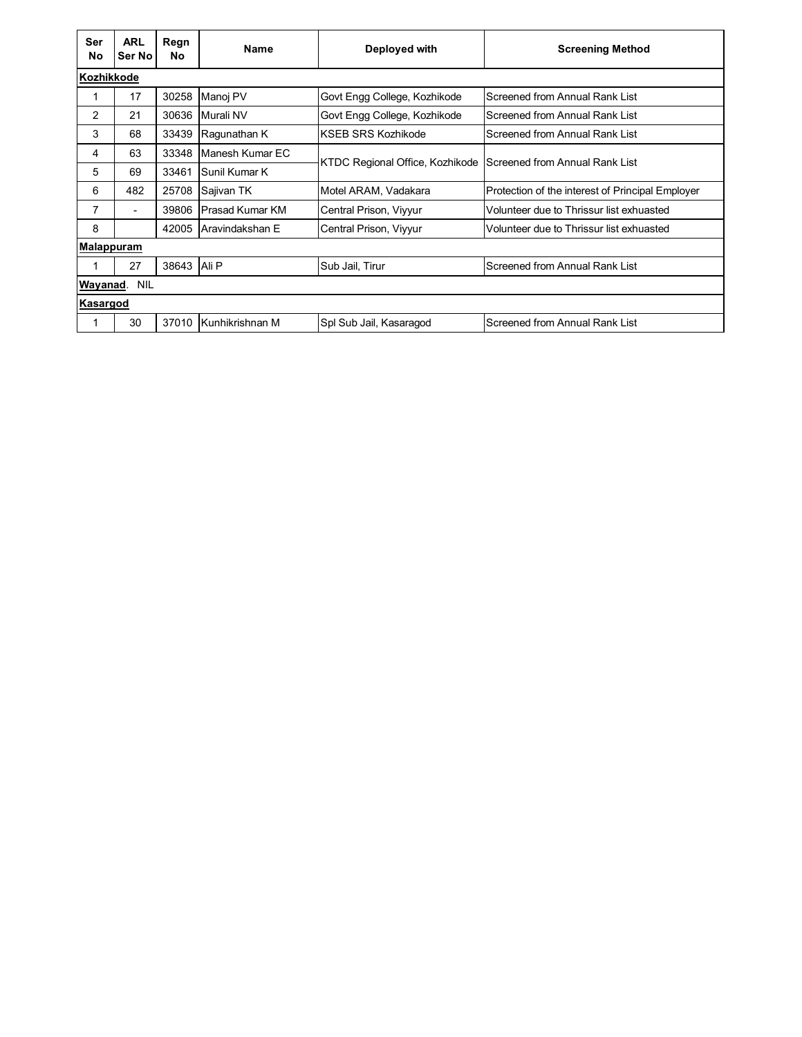| Ser No | ARL Ser No | Regn No | Name | Deployed with | Screening Method |
|---|---|---|---|---|---|
| **Kozhikkode** | | | | | |
| 1 | 17 | 30258 | Manoj PV | Govt Engg College, Kozhikode | Screened from Annual Rank List |
| 2 | 21 | 30636 | Murali NV | Govt Engg College, Kozhikode | Screened from Annual Rank List |
| 3 | 68 | 33439 | Ragunathan K | KSEB SRS Kozhikode | Screened from Annual Rank List |
| 4 | 63 | 33348 | Manesh Kumar EC | KTDC Regional Office, Kozhikode | Screened from Annual Rank List |
| 5 | 69 | 33461 | Sunil Kumar K | | |
| 6 | 482 | 25708 | Sajivan TK | Motel ARAM, Vadakara | Protection of the interest of Principal Employer |
| 7 | - | 39806 | Prasad Kumar KM | Central Prison, Viyyur | Volunteer due to Thrissur list exhuasted |
| 8 | | 42005 | Aravindakshan E | Central Prison, Viyyur | Volunteer due to Thrissur list exhuasted |
| **Malappuram** | | | | | |
| 1 | 27 | 38643 | Ali P | Sub Jail, Tirur | Screened from Annual Rank List |
| **Wayanad**. NIL | | | | | |
| **Kasargod** | | | | | |
| 1 | 30 | 37010 | Kunhikrishnan M | Spl Sub Jail, Kasaragod | Screened from Annual Rank List |